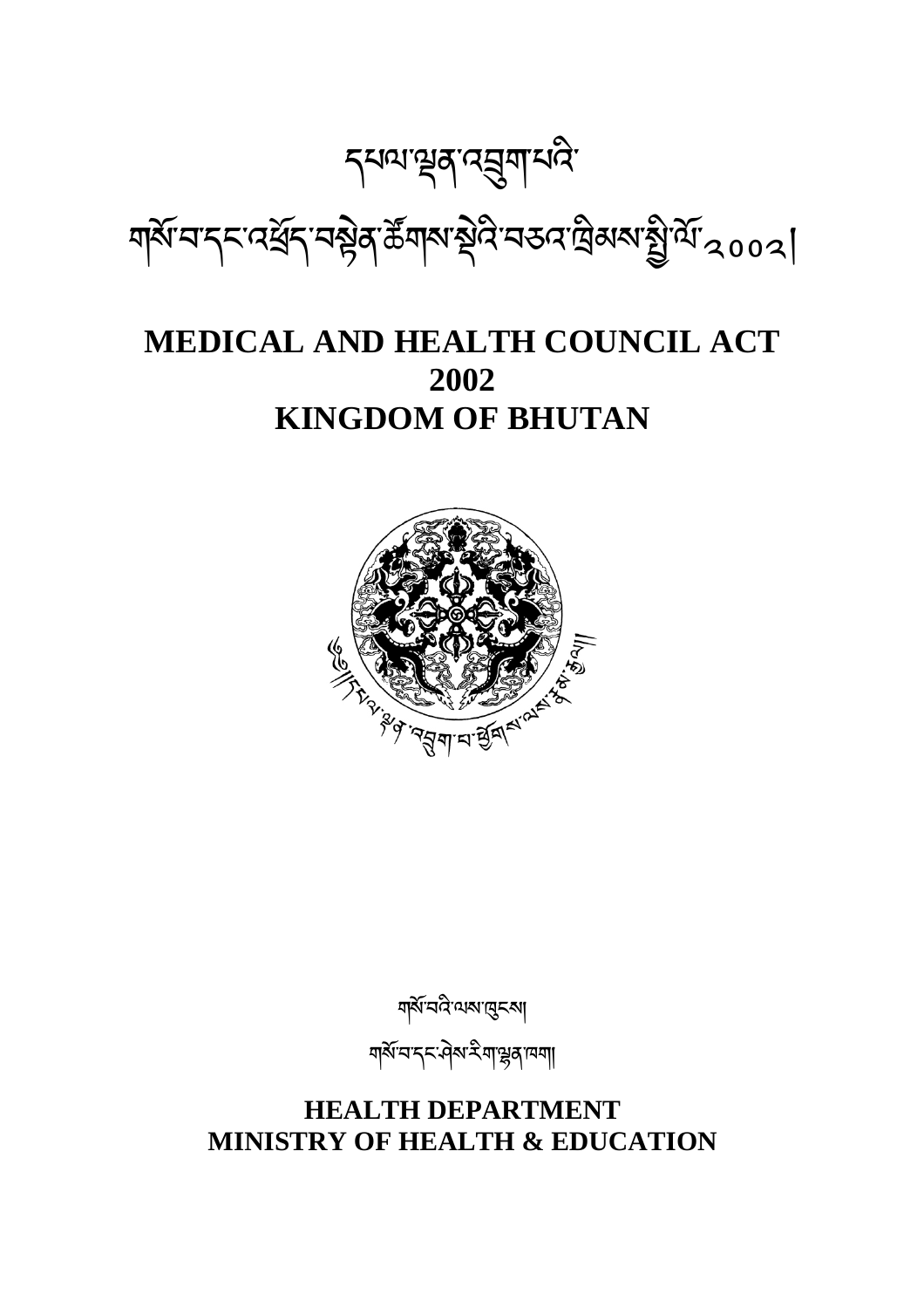# དཔལ་ལྡན་འབྲུག་པའི་

# གསོ་བ་དང་འཕྲོད་བསྟེན་ཚོགས་སྡེའི་བཅའ་ཁྲིམས་སྤྱི་ལོ་༢༠༠༢།

# MEDICAL AND HEALTH COUNCIL ACT
# 2002
# KINGDOM OF BHUTAN

གསོ་བའི་ལས་ཁུངས།

གསོ་བ་དང་ཤེས་རིག་ལྷན་ཁག།

## HEALTH DEPARTMENT
## MINISTRY OF HEALTH & EDUCATION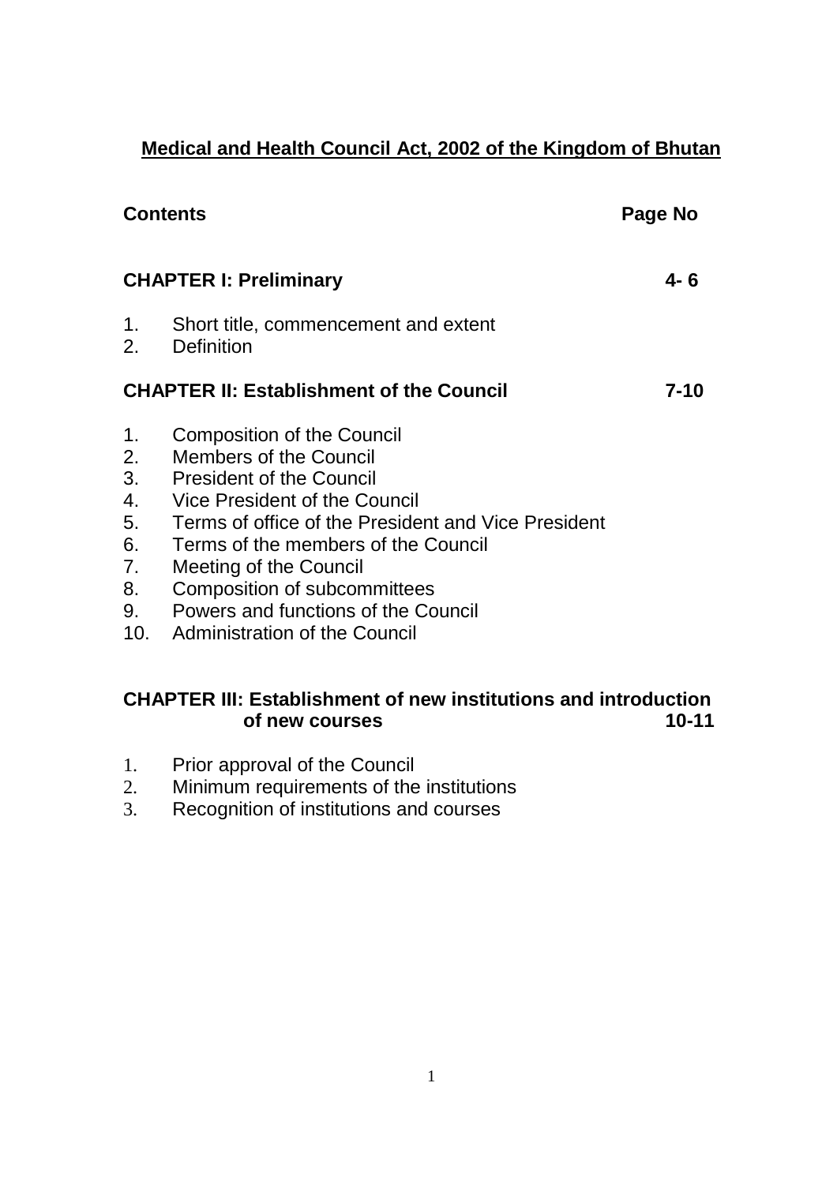# Medical and Health Council Act, 2002 of the Kingdom of Bhutan

| Contents | Page No |
|---|---|
| **CHAPTER I: Preliminary** | **4- 6** |
| 1. Short title, commencement and extent | |
| 2. Definition | |
| **CHAPTER II: Establishment of the Council** | **7-10** |
| 1. Composition of the Council | |
| 2. Members of the Council | |
| 3. President of the Council | |
| 4. Vice President of the Council | |
| 5. Terms of office of the President and Vice President | |
| 6. Terms of the members of the Council | |
| 7. Meeting of the Council | |
| 8. Composition of subcommittees | |
| 9. Powers and functions of the Council | |
| 10. Administration of the Council | |
| **CHAPTER III: Establishment of new institutions and introduction of new courses** | **10-11** |
| 1. Prior approval of the Council | |
| 2. Minimum requirements of the institutions | |
| 3. Recognition of institutions and courses | |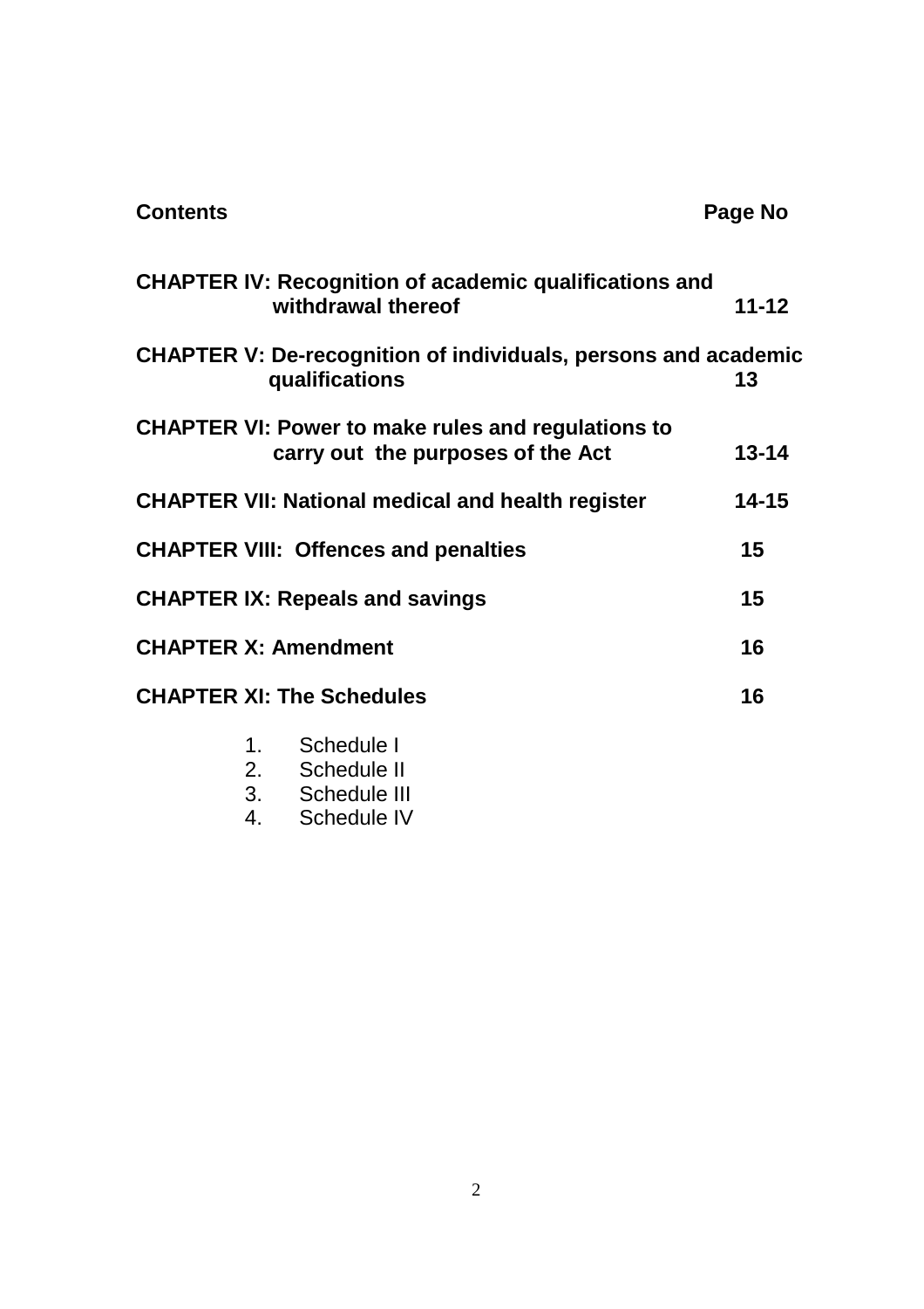| **Contents** | **Page No** |
|---|---|
| **CHAPTER IV: Recognition of academic qualifications and withdrawal thereof** | **11-12** |
| **CHAPTER V: De-recognition of individuals, persons and academic qualifications** | **13** |
| **CHAPTER VI: Power to make rules and regulations to carry out the purposes of the Act** | **13-14** |
| **CHAPTER VII: National medical and health register** | **14-15** |
| **CHAPTER VIII: Offences and penalties** | **15** |
| **CHAPTER IX: Repeals and savings** | **15** |
| **CHAPTER X: Amendment** | **16** |
| **CHAPTER XI: The Schedules** | **16** |

1. Schedule I
2. Schedule II
3. Schedule III
4. Schedule IV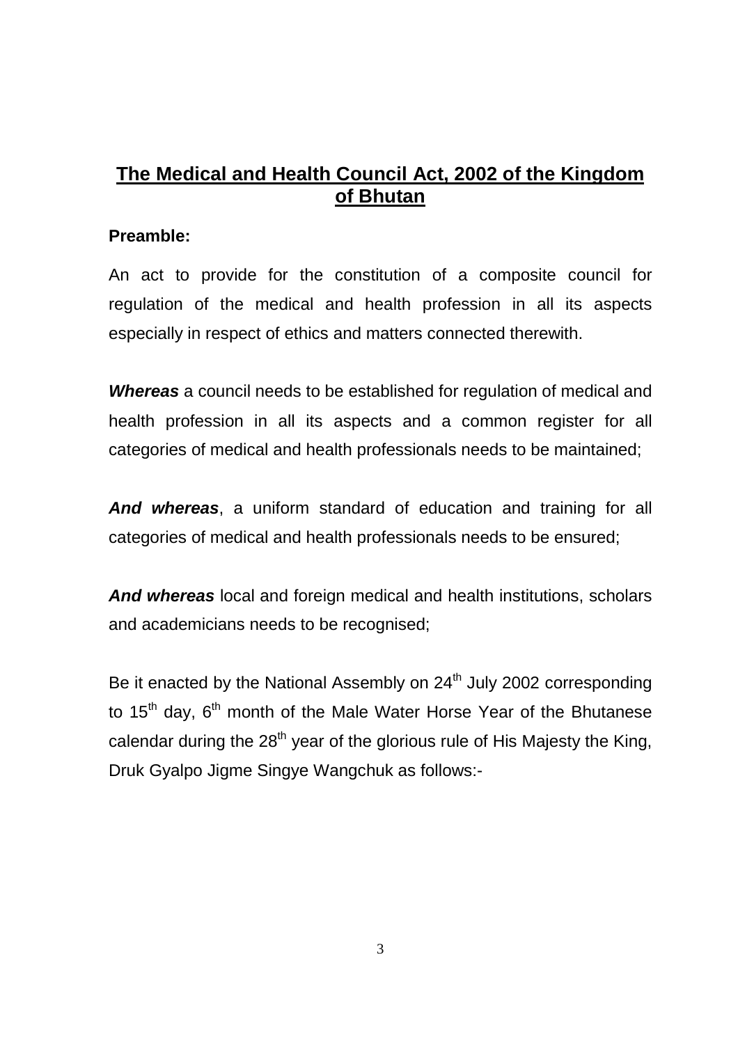# The Medical and Health Council Act, 2002 of the Kingdom of Bhutan

**Preamble:**

An act to provide for the constitution of a composite council for regulation of the medical and health profession in all its aspects especially in respect of ethics and matters connected therewith.

***Whereas*** a council needs to be established for regulation of medical and health profession in all its aspects and a common register for all categories of medical and health professionals needs to be maintained;

***And whereas***, a uniform standard of education and training for all categories of medical and health professionals needs to be ensured;

***And whereas*** local and foreign medical and health institutions, scholars and academicians needs to be recognised;

Be it enacted by the National Assembly on 24th July 2002 corresponding to 15th day, 6th month of the Male Water Horse Year of the Bhutanese calendar during the 28th year of the glorious rule of His Majesty the King, Druk Gyalpo Jigme Singye Wangchuk as follows:-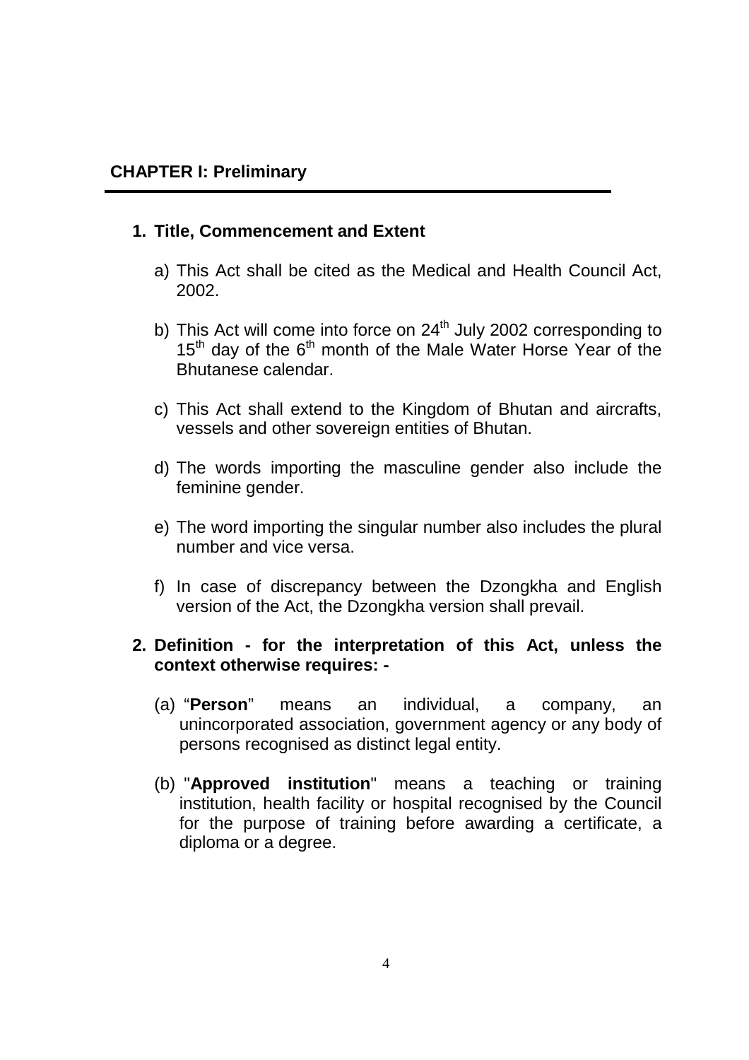## CHAPTER I: Preliminary

### 1. Title, Commencement and Extent

a) This Act shall be cited as the Medical and Health Council Act, 2002.

b) This Act will come into force on 24th July 2002 corresponding to 15th day of the 6th month of the Male Water Horse Year of the Bhutanese calendar.

c) This Act shall extend to the Kingdom of Bhutan and aircrafts, vessels and other sovereign entities of Bhutan.

d) The words importing the masculine gender also include the feminine gender.

e) The word importing the singular number also includes the plural number and vice versa.

f) In case of discrepancy between the Dzongkha and English version of the Act, the Dzongkha version shall prevail.

### 2. Definition - for the interpretation of this Act, unless the context otherwise requires: -

(a) "**Person**" means an individual, a company, an unincorporated association, government agency or any body of persons recognised as distinct legal entity.

(b) "**Approved institution**" means a teaching or training institution, health facility or hospital recognised by the Council for the purpose of training before awarding a certificate, a diploma or a degree.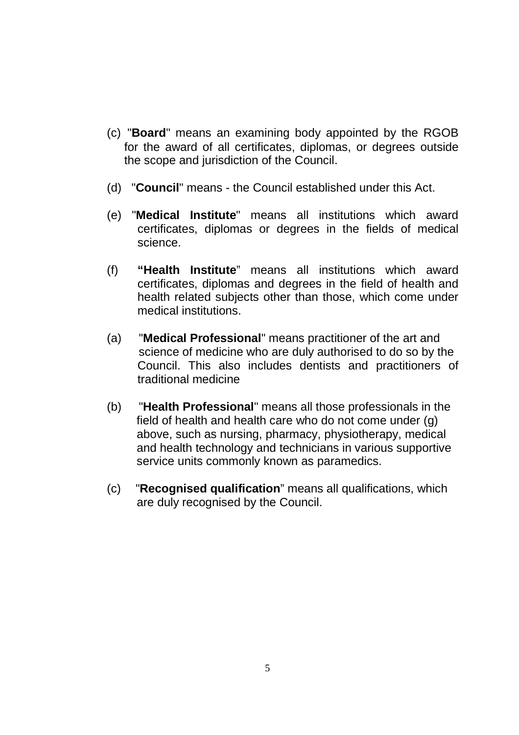(c) "**Board**" means an examining body appointed by the RGOB for the award of all certificates, diplomas, or degrees outside the scope and jurisdiction of the Council.

(d) "**Council**" means - the Council established under this Act.

(e) "**Medical Institute**" means all institutions which award certificates, diplomas or degrees in the fields of medical science.

(f) **"Health Institute**" means all institutions which award certificates, diplomas and degrees in the field of health and health related subjects other than those, which come under medical institutions.

(a) "**Medical Professional**" means practitioner of the art and science of medicine who are duly authorised to do so by the Council. This also includes dentists and practitioners of traditional medicine

(b) "**Health Professional**" means all those professionals in the field of health and health care who do not come under (g) above, such as nursing, pharmacy, physiotherapy, medical and health technology and technicians in various supportive service units commonly known as paramedics.

(c) "**Recognised qualification**" means all qualifications, which are duly recognised by the Council.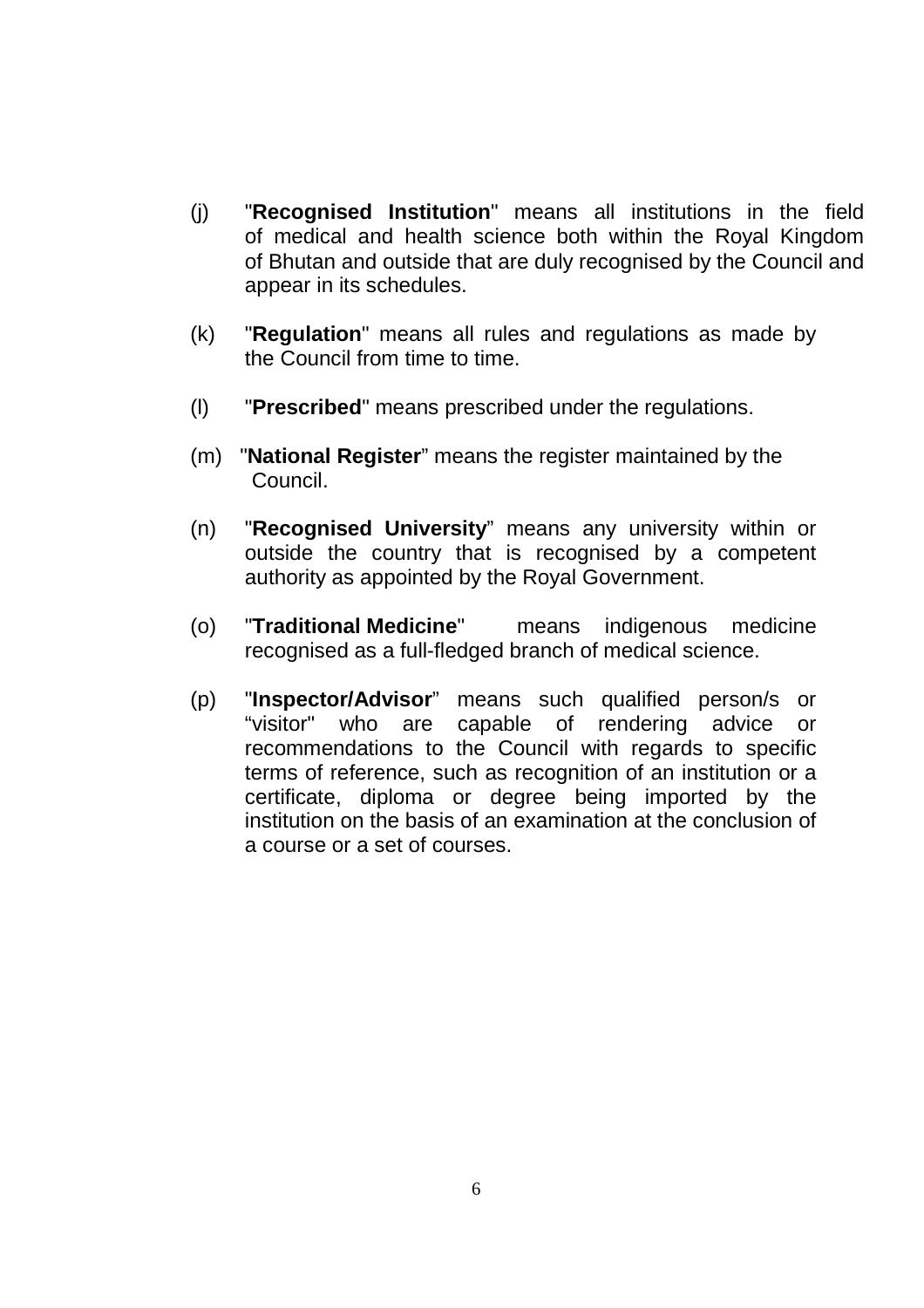(j) "**Recognised Institution**" means all institutions in the field of medical and health science both within the Royal Kingdom of Bhutan and outside that are duly recognised by the Council and appear in its schedules.

(k) "**Regulation**" means all rules and regulations as made by the Council from time to time.

(l) "**Prescribed**" means prescribed under the regulations.

(m) "**National Register**" means the register maintained by the Council.

(n) "**Recognised University**" means any university within or outside the country that is recognised by a competent authority as appointed by the Royal Government.

(o) "**Traditional Medicine**" means indigenous medicine recognised as a full-fledged branch of medical science.

(p) "**Inspector/Advisor**" means such qualified person/s or "visitor" who are capable of rendering advice or recommendations to the Council with regards to specific terms of reference, such as recognition of an institution or a certificate, diploma or degree being imported by the institution on the basis of an examination at the conclusion of a course or a set of courses.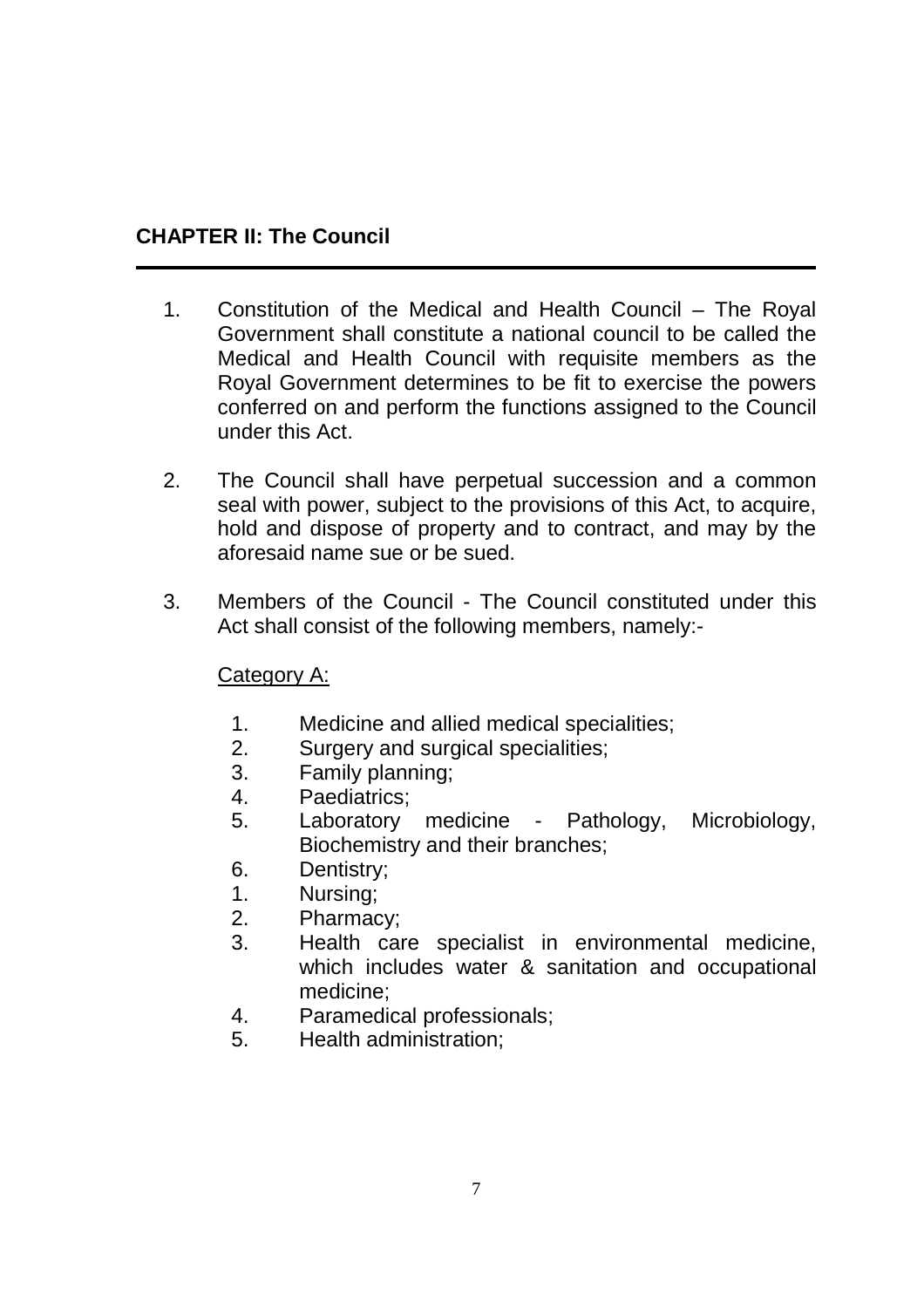## CHAPTER II: The Council

1. Constitution of the Medical and Health Council – The Royal Government shall constitute a national council to be called the Medical and Health Council with requisite members as the Royal Government determines to be fit to exercise the powers conferred on and perform the functions assigned to the Council under this Act.

2. The Council shall have perpetual succession and a common seal with power, subject to the provisions of this Act, to acquire, hold and dispose of property and to contract, and may by the aforesaid name sue or be sued.

3. Members of the Council - The Council constituted under this Act shall consist of the following members, namely:-

   <u>Category A:</u>

   1. Medicine and allied medical specialities;
   2. Surgery and surgical specialities;
   3. Family planning;
   4. Paediatrics;
   5. Laboratory medicine - Pathology, Microbiology, Biochemistry and their branches;
   6. Dentistry;
   1. Nursing;
   2. Pharmacy;
   3. Health care specialist in environmental medicine, which includes water & sanitation and occupational medicine;
   4. Paramedical professionals;
   5. Health administration;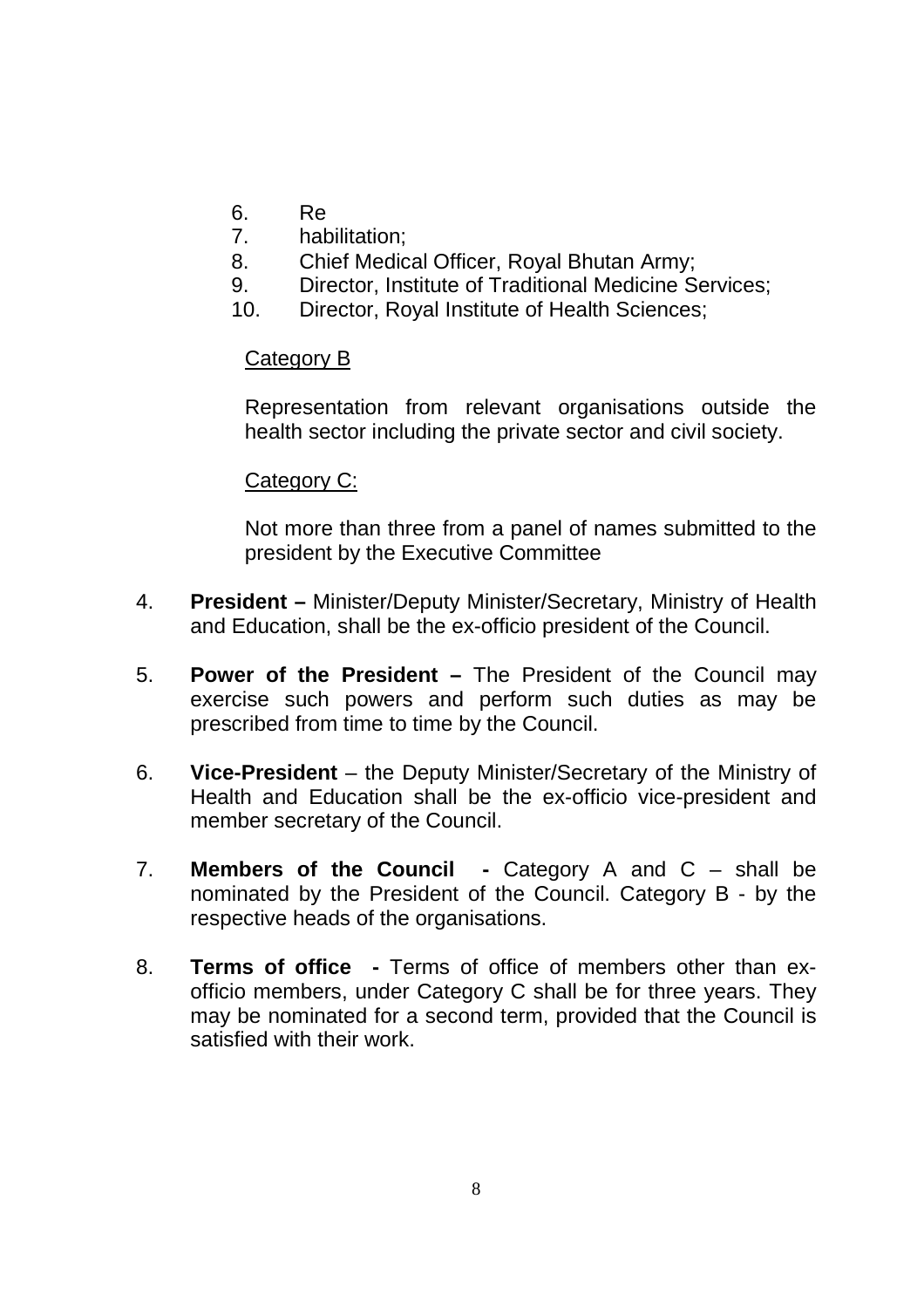6. Re
7. habilitation;
8. Chief Medical Officer, Royal Bhutan Army;
9. Director, Institute of Traditional Medicine Services;
10. Director, Royal Institute of Health Sciences;

Category B

Representation from relevant organisations outside the health sector including the private sector and civil society.

Category C:

Not more than three from a panel of names submitted to the president by the Executive Committee

4. **President –** Minister/Deputy Minister/Secretary, Ministry of Health and Education, shall be the ex-officio president of the Council.

5. **Power of the President –** The President of the Council may exercise such powers and perform such duties as may be prescribed from time to time by the Council.

6. **Vice-President** – the Deputy Minister/Secretary of the Ministry of Health and Education shall be the ex-officio vice-president and member secretary of the Council.

7. **Members of the Council -** Category A and C – shall be nominated by the President of the Council. Category B - by the respective heads of the organisations.

8. **Terms of office -** Terms of office of members other than ex-officio members, under Category C shall be for three years. They may be nominated for a second term, provided that the Council is satisfied with their work.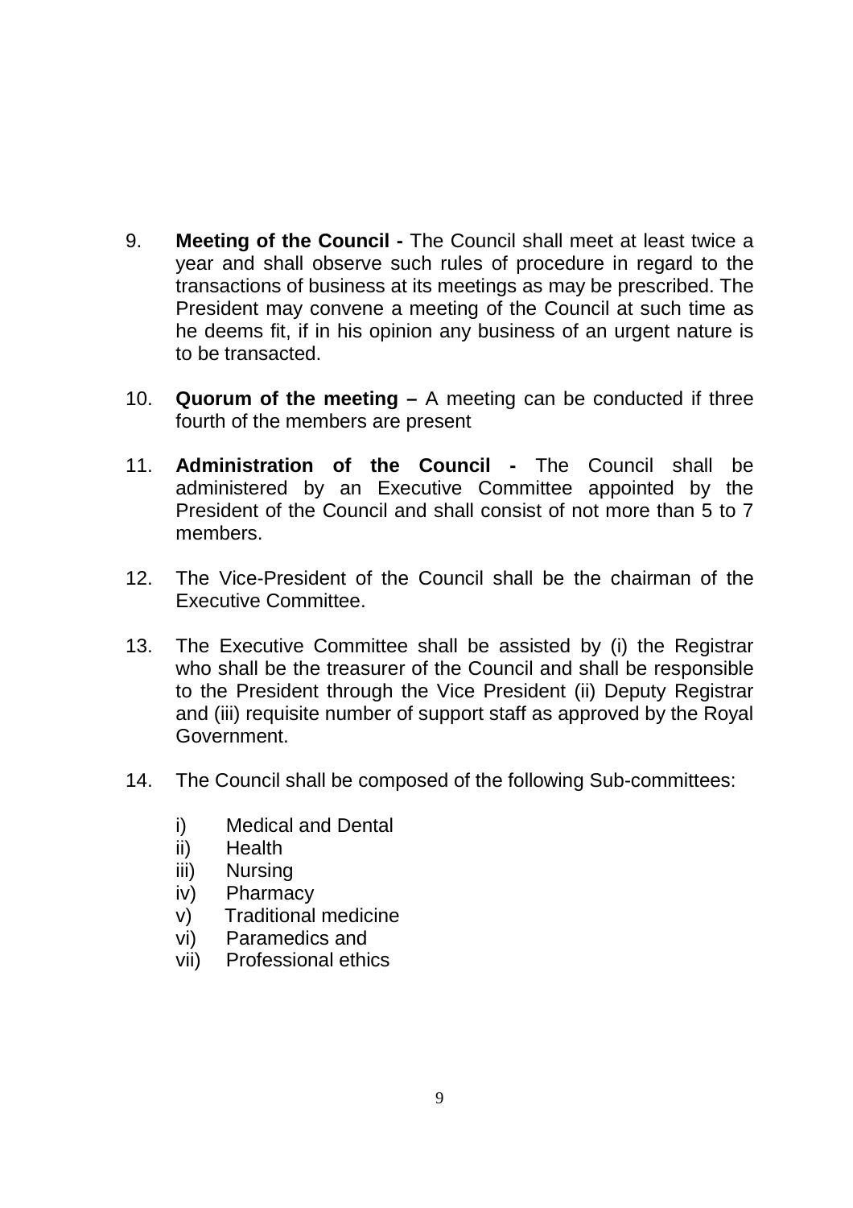9. **Meeting of the Council -** The Council shall meet at least twice a year and shall observe such rules of procedure in regard to the transactions of business at its meetings as may be prescribed. The President may convene a meeting of the Council at such time as he deems fit, if in his opinion any business of an urgent nature is to be transacted.

10. **Quorum of the meeting –** A meeting can be conducted if three fourth of the members are present

11. **Administration of the Council -** The Council shall be administered by an Executive Committee appointed by the President of the Council and shall consist of not more than 5 to 7 members.

12. The Vice-President of the Council shall be the chairman of the Executive Committee.

13. The Executive Committee shall be assisted by (i) the Registrar who shall be the treasurer of the Council and shall be responsible to the President through the Vice President (ii) Deputy Registrar and (iii) requisite number of support staff as approved by the Royal Government.

14. The Council shall be composed of the following Sub-committees:

    i) Medical and Dental
    ii) Health
    iii) Nursing
    iv) Pharmacy
    v) Traditional medicine
    vi) Paramedics and
    vii) Professional ethics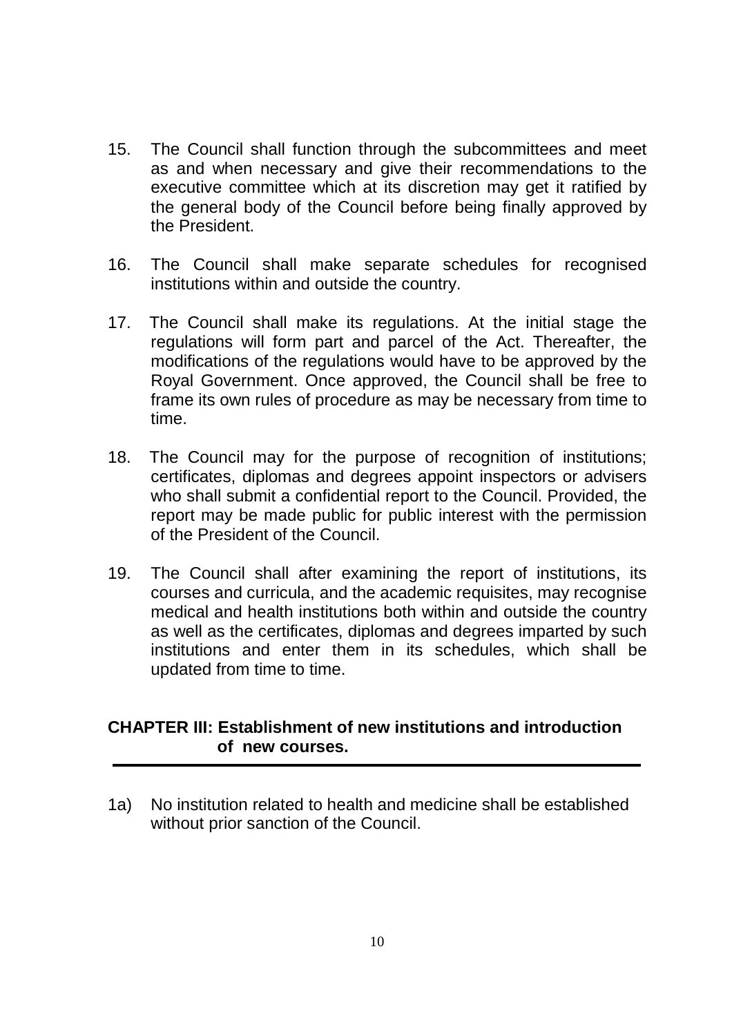15. The Council shall function through the subcommittees and meet as and when necessary and give their recommendations to the executive committee which at its discretion may get it ratified by the general body of the Council before being finally approved by the President.

16. The Council shall make separate schedules for recognised institutions within and outside the country.

17. The Council shall make its regulations. At the initial stage the regulations will form part and parcel of the Act. Thereafter, the modifications of the regulations would have to be approved by the Royal Government. Once approved, the Council shall be free to frame its own rules of procedure as may be necessary from time to time.

18. The Council may for the purpose of recognition of institutions; certificates, diplomas and degrees appoint inspectors or advisers who shall submit a confidential report to the Council. Provided, the report may be made public for public interest with the permission of the President of the Council.

19. The Council shall after examining the report of institutions, its courses and curricula, and the academic requisites, may recognise medical and health institutions both within and outside the country as well as the certificates, diplomas and degrees imparted by such institutions and enter them in its schedules, which shall be updated from time to time.

## CHAPTER III: Establishment of new institutions and introduction of new courses.

1a) No institution related to health and medicine shall be established without prior sanction of the Council.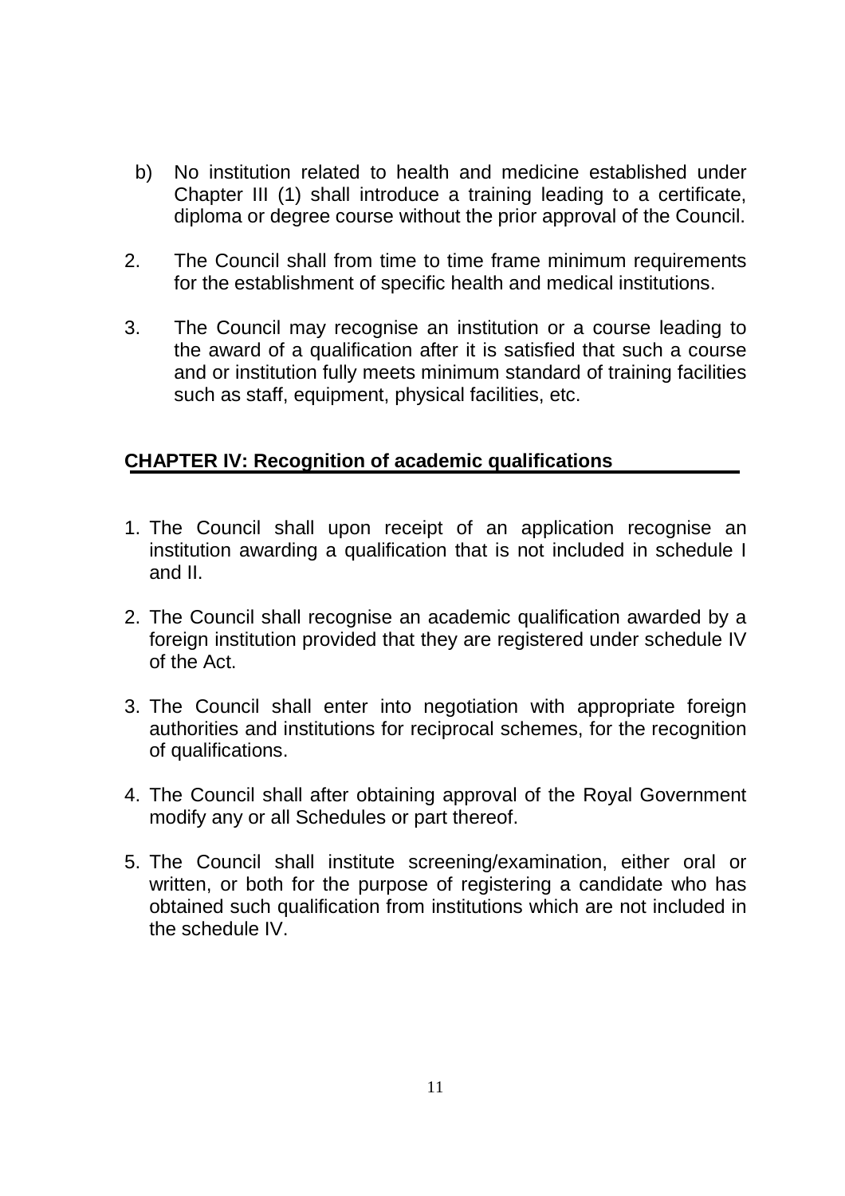b) No institution related to health and medicine established under Chapter III (1) shall introduce a training leading to a certificate, diploma or degree course without the prior approval of the Council.

2. The Council shall from time to time frame minimum requirements for the establishment of specific health and medical institutions.

3. The Council may recognise an institution or a course leading to the award of a qualification after it is satisfied that such a course and or institution fully meets minimum standard of training facilities such as staff, equipment, physical facilities, etc.

## CHAPTER IV: Recognition of academic qualifications

1. The Council shall upon receipt of an application recognise an institution awarding a qualification that is not included in schedule I and II.

2. The Council shall recognise an academic qualification awarded by a foreign institution provided that they are registered under schedule IV of the Act.

3. The Council shall enter into negotiation with appropriate foreign authorities and institutions for reciprocal schemes, for the recognition of qualifications.

4. The Council shall after obtaining approval of the Royal Government modify any or all Schedules or part thereof.

5. The Council shall institute screening/examination, either oral or written, or both for the purpose of registering a candidate who has obtained such qualification from institutions which are not included in the schedule IV.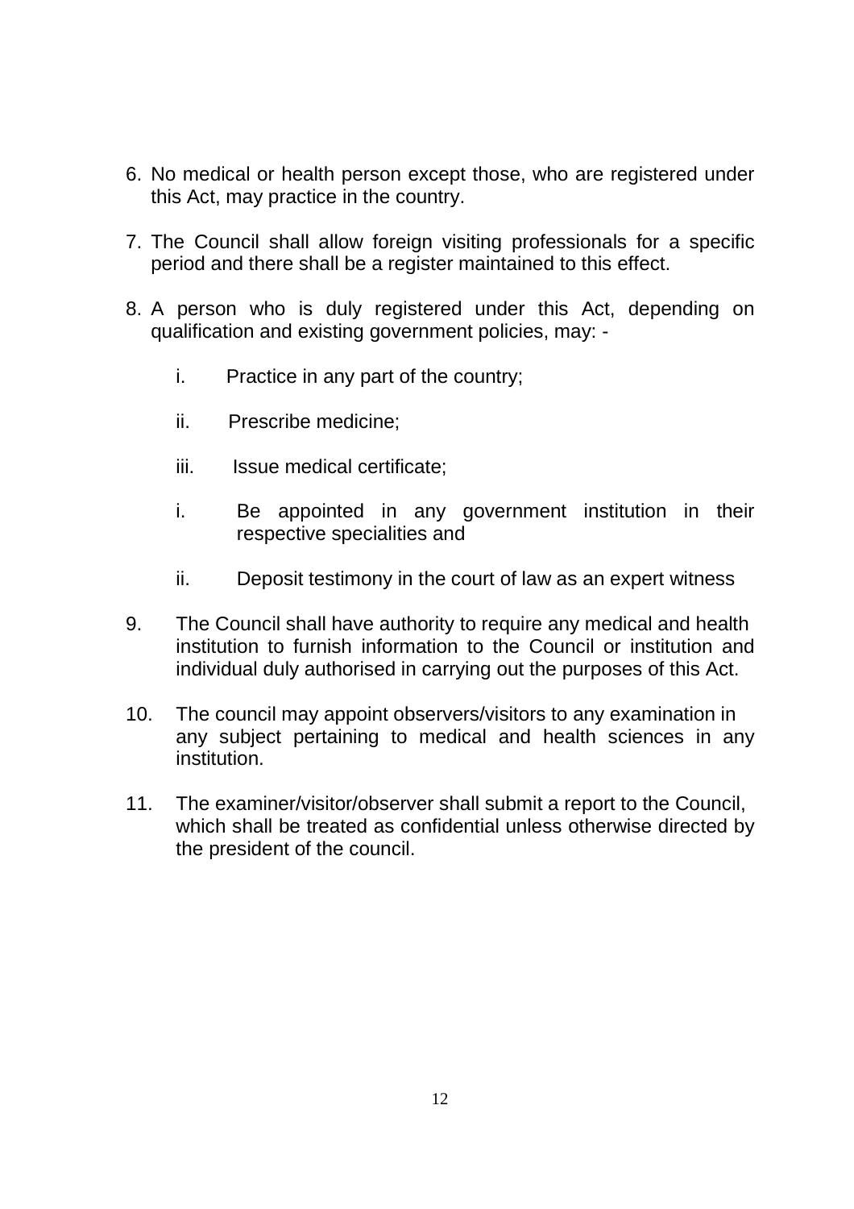6. No medical or health person except those, who are registered under this Act, may practice in the country.

7. The Council shall allow foreign visiting professionals for a specific period and there shall be a register maintained to this effect.

8. A person who is duly registered under this Act, depending on qualification and existing government policies, may: -

   i. Practice in any part of the country;

   ii. Prescribe medicine;

   iii. Issue medical certificate;

   i. Be appointed in any government institution in their respective specialities and

   ii. Deposit testimony in the court of law as an expert witness

9. The Council shall have authority to require any medical and health institution to furnish information to the Council or institution and individual duly authorised in carrying out the purposes of this Act.

10. The council may appoint observers/visitors to any examination in any subject pertaining to medical and health sciences in any institution.

11. The examiner/visitor/observer shall submit a report to the Council, which shall be treated as confidential unless otherwise directed by the president of the council.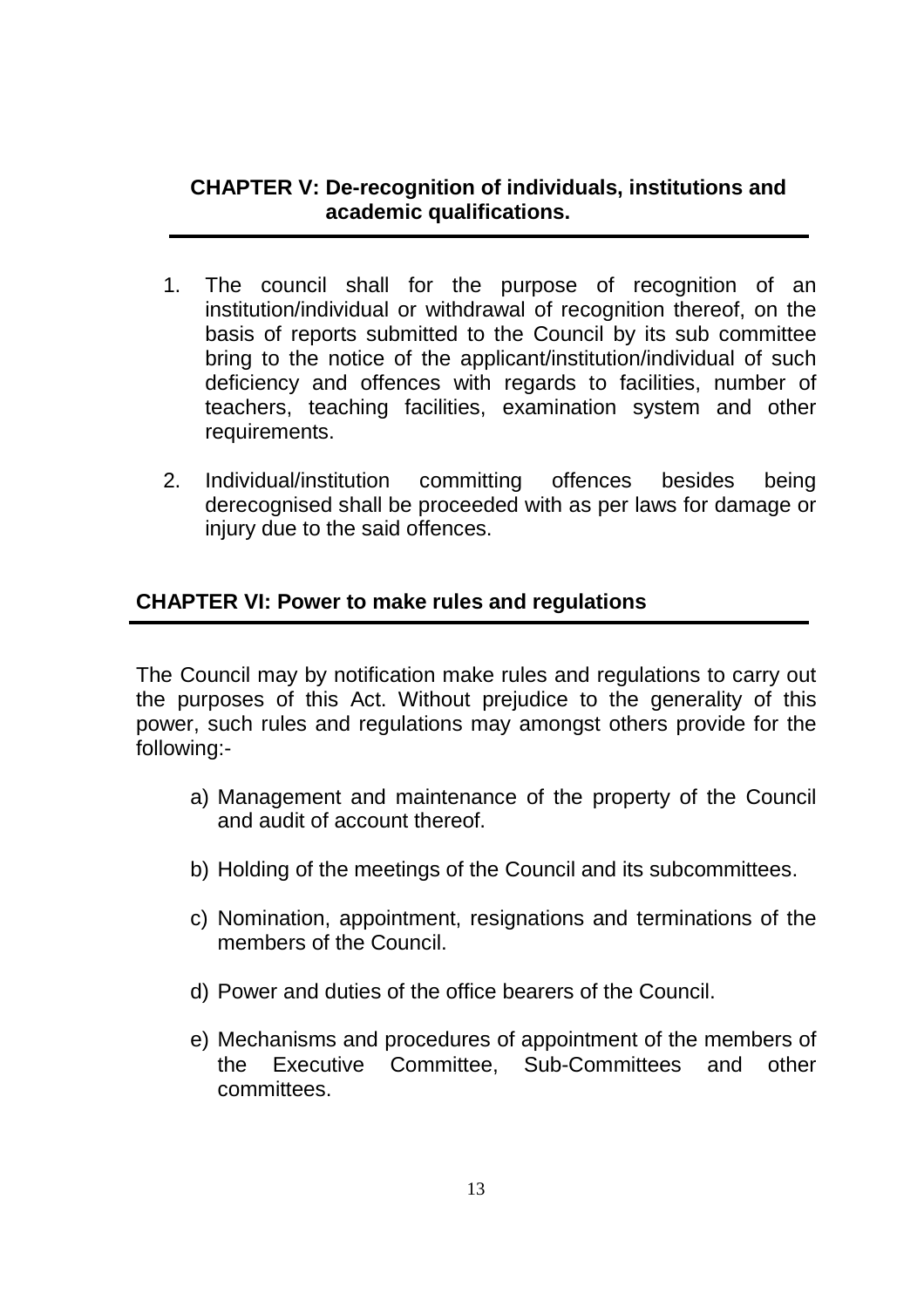## CHAPTER V: De-recognition of individuals, institutions and academic qualifications.

1. The council shall for the purpose of recognition of an institution/individual or withdrawal of recognition thereof, on the basis of reports submitted to the Council by its sub committee bring to the notice of the applicant/institution/individual of such deficiency and offences with regards to facilities, number of teachers, teaching facilities, examination system and other requirements.

2. Individual/institution committing offences besides being derecognised shall be proceeded with as per laws for damage or injury due to the said offences.

## CHAPTER VI: Power to make rules and regulations

The Council may by notification make rules and regulations to carry out the purposes of this Act. Without prejudice to the generality of this power, such rules and regulations may amongst others provide for the following:-

a) Management and maintenance of the property of the Council and audit of account thereof.

b) Holding of the meetings of the Council and its subcommittees.

c) Nomination, appointment, resignations and terminations of the members of the Council.

d) Power and duties of the office bearers of the Council.

e) Mechanisms and procedures of appointment of the members of the Executive Committee, Sub-Committees and other committees.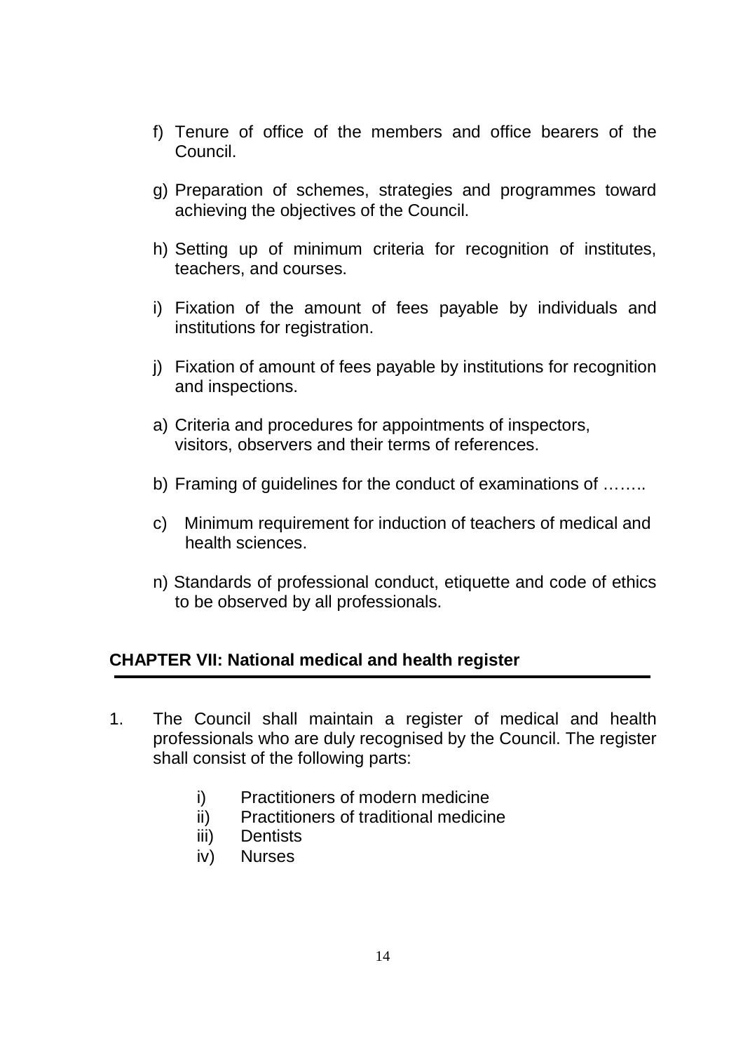f) Tenure of office of the members and office bearers of the Council.

g) Preparation of schemes, strategies and programmes toward achieving the objectives of the Council.

h) Setting up of minimum criteria for recognition of institutes, teachers, and courses.

i) Fixation of the amount of fees payable by individuals and institutions for registration.

j) Fixation of amount of fees payable by institutions for recognition and inspections.

a) Criteria and procedures for appointments of inspectors, visitors, observers and their terms of references.

b) Framing of guidelines for the conduct of examinations of ……..

c) Minimum requirement for induction of teachers of medical and health sciences.

n) Standards of professional conduct, etiquette and code of ethics to be observed by all professionals.

## CHAPTER VII: National medical and health register

1. The Council shall maintain a register of medical and health professionals who are duly recognised by the Council. The register shall consist of the following parts:

    i) Practitioners of modern medicine
    ii) Practitioners of traditional medicine
    iii) Dentists
    iv) Nurses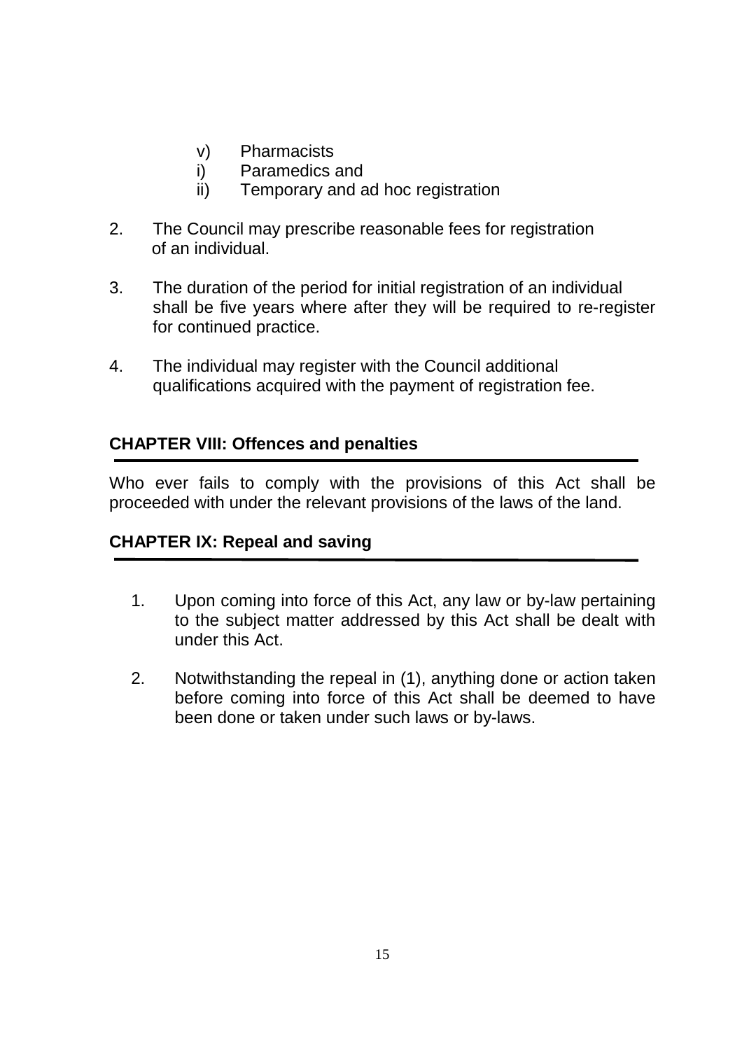v) Pharmacists
i) Paramedics and
ii) Temporary and ad hoc registration

2. The Council may prescribe reasonable fees for registration of an individual.

3. The duration of the period for initial registration of an individual shall be five years where after they will be required to re-register for continued practice.

4. The individual may register with the Council additional qualifications acquired with the payment of registration fee.

## CHAPTER VIII: Offences and penalties

Who ever fails to comply with the provisions of this Act shall be proceeded with under the relevant provisions of the laws of the land.

## CHAPTER IX: Repeal and saving

1. Upon coming into force of this Act, any law or by-law pertaining to the subject matter addressed by this Act shall be dealt with under this Act.

2. Notwithstanding the repeal in (1), anything done or action taken before coming into force of this Act shall be deemed to have been done or taken under such laws or by-laws.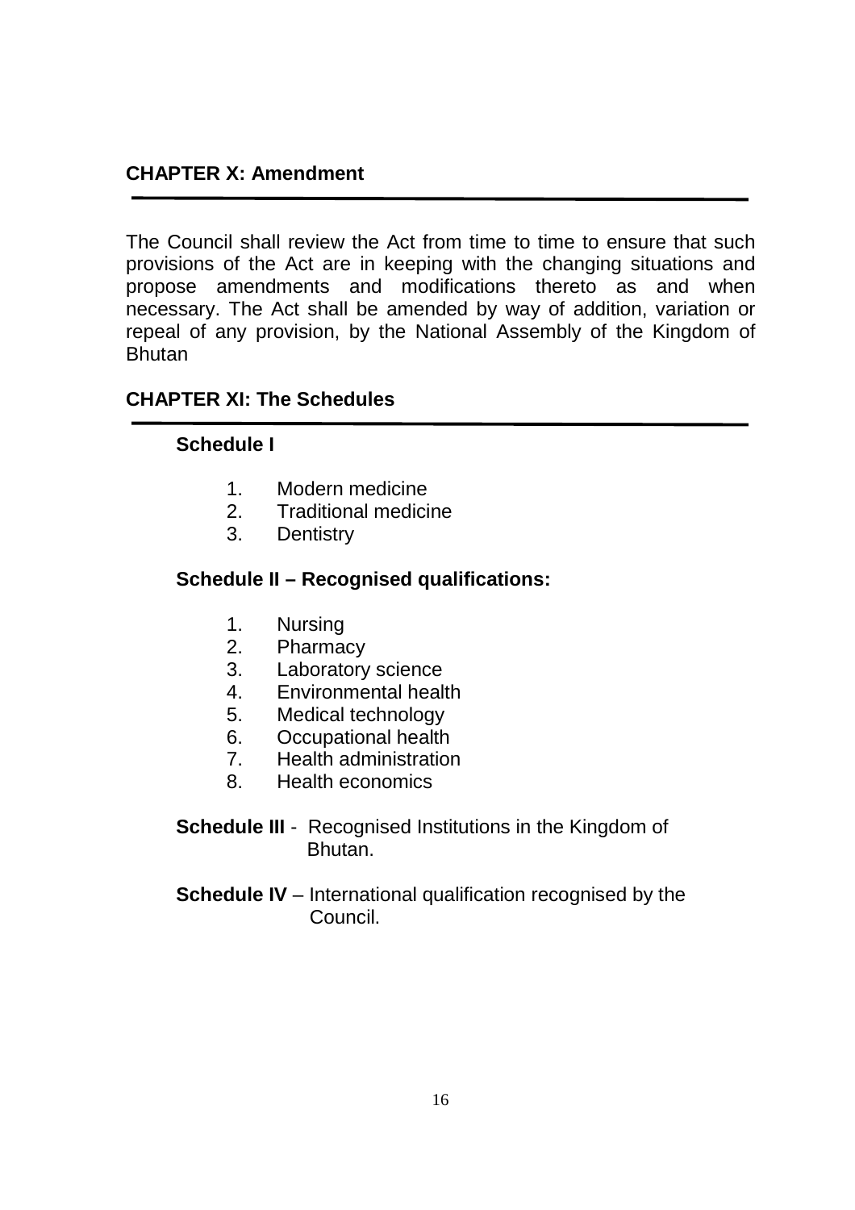## CHAPTER X: Amendment

The Council shall review the Act from time to time to ensure that such provisions of the Act are in keeping with the changing situations and propose amendments and modifications thereto as and when necessary. The Act shall be amended by way of addition, variation or repeal of any provision, by the National Assembly of the Kingdom of Bhutan

## CHAPTER XI: The Schedules

### Schedule I

1. Modern medicine
2. Traditional medicine
3. Dentistry

### Schedule II – Recognised qualifications:

1. Nursing
2. Pharmacy
3. Laboratory science
4. Environmental health
5. Medical technology
6. Occupational health
7. Health administration
8. Health economics

**Schedule III** - Recognised Institutions in the Kingdom of Bhutan.

**Schedule IV** – International qualification recognised by the Council.